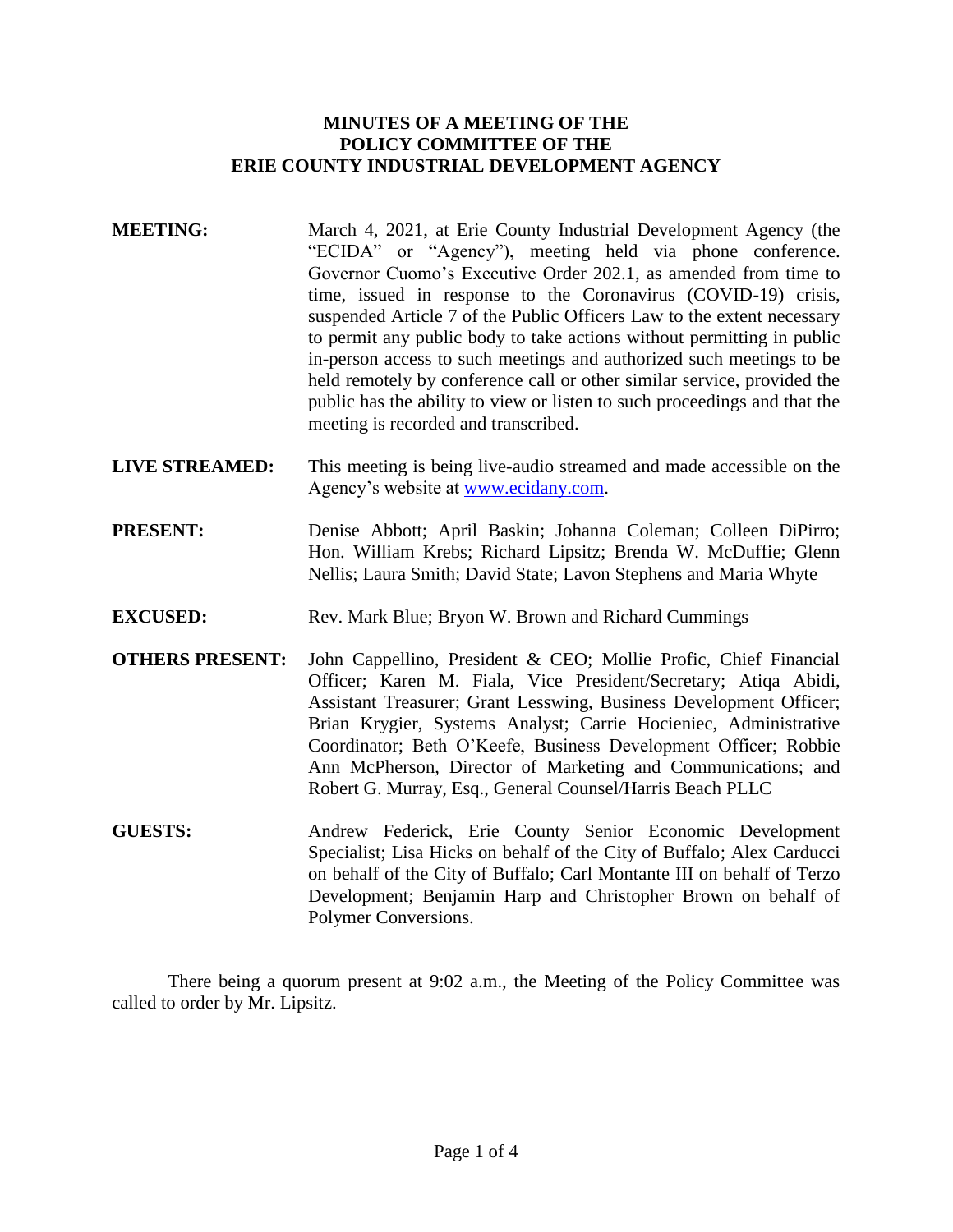**MINUTES OF A MEETING OF THE**
**POLICY COMMITTEE OF THE**
**ERIE COUNTY INDUSTRIAL DEVELOPMENT AGENCY**

**MEETING:** March 4, 2021, at Erie County Industrial Development Agency (the "ECIDA" or "Agency"), meeting held via phone conference. Governor Cuomo's Executive Order 202.1, as amended from time to time, issued in response to the Coronavirus (COVID-19) crisis, suspended Article 7 of the Public Officers Law to the extent necessary to permit any public body to take actions without permitting in public in-person access to such meetings and authorized such meetings to be held remotely by conference call or other similar service, provided the public has the ability to view or listen to such proceedings and that the meeting is recorded and transcribed.

**LIVE STREAMED:** This meeting is being live-audio streamed and made accessible on the Agency's website at www.ecidany.com.

**PRESENT:** Denise Abbott; April Baskin; Johanna Coleman; Colleen DiPirro; Hon. William Krebs; Richard Lipsitz; Brenda W. McDuffie; Glenn Nellis; Laura Smith; David State; Lavon Stephens and Maria Whyte

**EXCUSED:** Rev. Mark Blue; Bryon W. Brown and Richard Cummings

**OTHERS PRESENT:** John Cappellino, President & CEO; Mollie Profic, Chief Financial Officer; Karen M. Fiala, Vice President/Secretary; Atiqa Abidi, Assistant Treasurer; Grant Lesswing, Business Development Officer; Brian Krygier, Systems Analyst; Carrie Hocieniec, Administrative Coordinator; Beth O'Keefe, Business Development Officer; Robbie Ann McPherson, Director of Marketing and Communications; and Robert G. Murray, Esq., General Counsel/Harris Beach PLLC

**GUESTS:** Andrew Federick, Erie County Senior Economic Development Specialist; Lisa Hicks on behalf of the City of Buffalo; Alex Carducci on behalf of the City of Buffalo; Carl Montante III on behalf of Terzo Development; Benjamin Harp and Christopher Brown on behalf of Polymer Conversions.

There being a quorum present at 9:02 a.m., the Meeting of the Policy Committee was called to order by Mr. Lipsitz.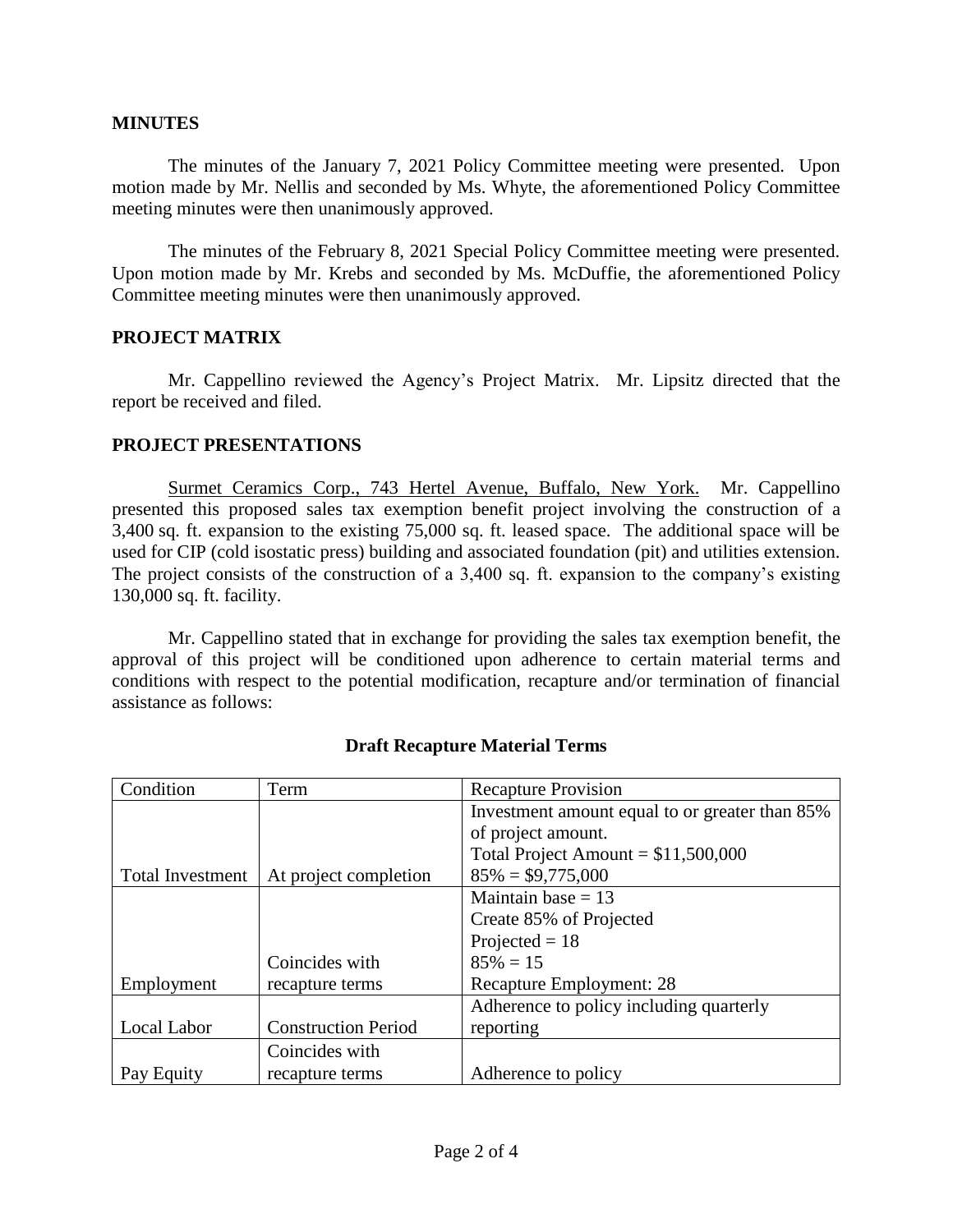## MINUTES

The minutes of the January 7, 2021 Policy Committee meeting were presented. Upon motion made by Mr. Nellis and seconded by Ms. Whyte, the aforementioned Policy Committee meeting minutes were then unanimously approved.

The minutes of the February 8, 2021 Special Policy Committee meeting were presented. Upon motion made by Mr. Krebs and seconded by Ms. McDuffie, the aforementioned Policy Committee meeting minutes were then unanimously approved.

## PROJECT MATRIX

Mr. Cappellino reviewed the Agency's Project Matrix. Mr. Lipsitz directed that the report be received and filed.

## PROJECT PRESENTATIONS

Surmet Ceramics Corp., 743 Hertel Avenue, Buffalo, New York. Mr. Cappellino presented this proposed sales tax exemption benefit project involving the construction of a 3,400 sq. ft. expansion to the existing 75,000 sq. ft. leased space. The additional space will be used for CIP (cold isostatic press) building and associated foundation (pit) and utilities extension. The project consists of the construction of a 3,400 sq. ft. expansion to the company's existing 130,000 sq. ft. facility.

Mr. Cappellino stated that in exchange for providing the sales tax exemption benefit, the approval of this project will be conditioned upon adherence to certain material terms and conditions with respect to the potential modification, recapture and/or termination of financial assistance as follows:

**Draft Recapture Material Terms**

| Condition | Term | Recapture Provision |
|---|---|---|
| Total Investment | At project completion | Investment amount equal to or greater than 85% of project amount.<br>Total Project Amount = $11,500,000<br>85% = $9,775,000 |
| Employment | Coincides with recapture terms | Maintain base = 13<br>Create 85% of Projected<br>Projected = 18<br>85% = 15<br>Recapture Employment: 28 |
| Local Labor | Construction Period | Adherence to policy including quarterly reporting |
| Pay Equity | Coincides with recapture terms | Adherence to policy |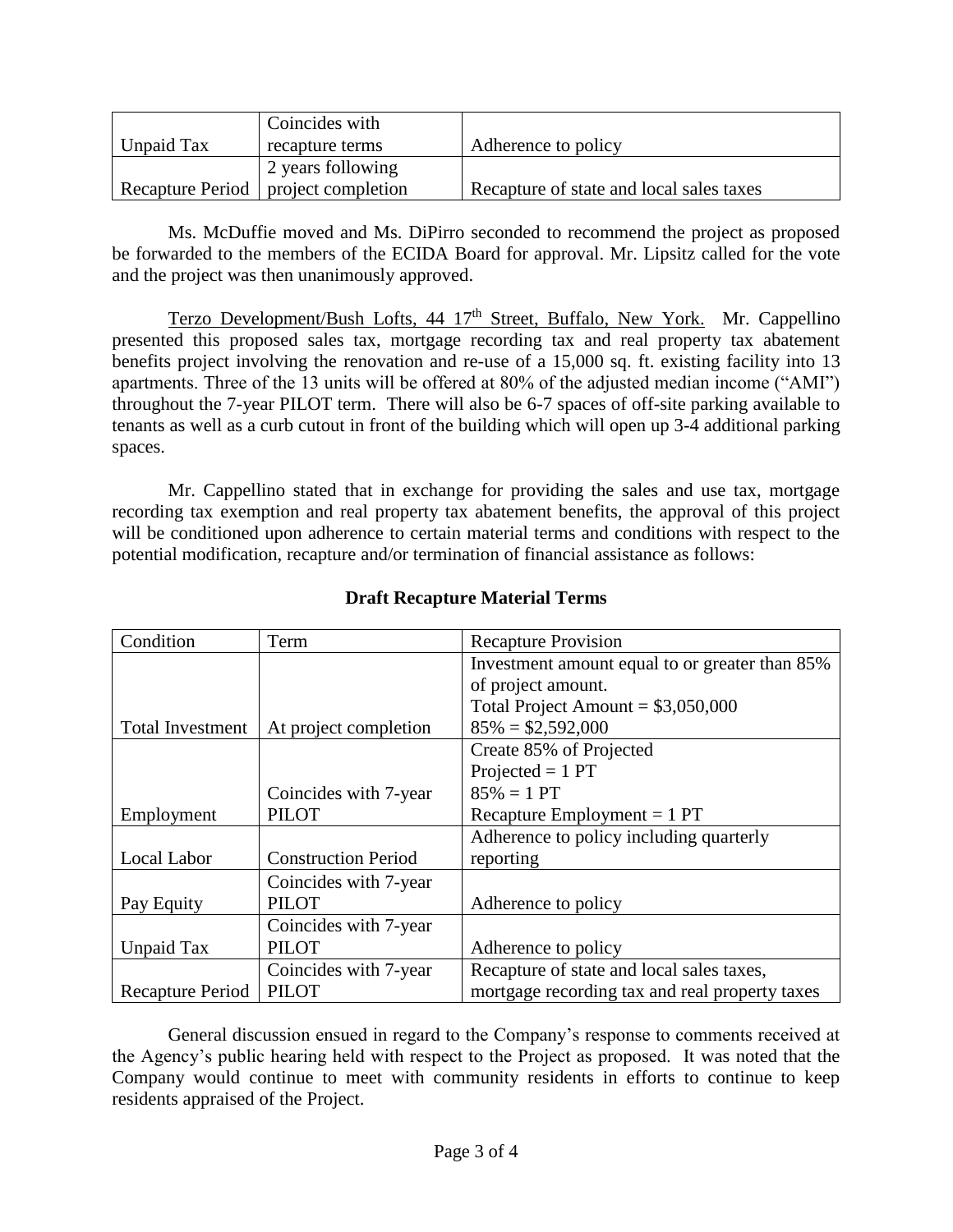| | | |
|---|---|---|
| Unpaid Tax | Coincides with recapture terms | Adherence to policy |
| Recapture Period | 2 years following project completion | Recapture of state and local sales taxes |

Ms. McDuffie moved and Ms. DiPirro seconded to recommend the project as proposed be forwarded to the members of the ECIDA Board for approval. Mr. Lipsitz called for the vote and the project was then unanimously approved.

Terzo Development/Bush Lofts, 44 17th Street, Buffalo, New York. Mr. Cappellino presented this proposed sales tax, mortgage recording tax and real property tax abatement benefits project involving the renovation and re-use of a 15,000 sq. ft. existing facility into 13 apartments. Three of the 13 units will be offered at 80% of the adjusted median income ("AMI") throughout the 7-year PILOT term. There will also be 6-7 spaces of off-site parking available to tenants as well as a curb cutout in front of the building which will open up 3-4 additional parking spaces.

Mr. Cappellino stated that in exchange for providing the sales and use tax, mortgage recording tax exemption and real property tax abatement benefits, the approval of this project will be conditioned upon adherence to certain material terms and conditions with respect to the potential modification, recapture and/or termination of financial assistance as follows:

**Draft Recapture Material Terms**

| Condition | Term | Recapture Provision |
|---|---|---|
| Total Investment | At project completion | Investment amount equal to or greater than 85% of project amount.<br>Total Project Amount = $3,050,000<br>85% = $2,592,000 |
| Employment | Coincides with 7-year PILOT | Create 85% of Projected<br>Projected = 1 PT<br>85% = 1 PT<br>Recapture Employment = 1 PT |
| Local Labor | Construction Period | Adherence to policy including quarterly reporting |
| Pay Equity | Coincides with 7-year PILOT | Adherence to policy |
| Unpaid Tax | Coincides with 7-year PILOT | Adherence to policy |
| Recapture Period | Coincides with 7-year PILOT | Recapture of state and local sales taxes, mortgage recording tax and real property taxes |

General discussion ensued in regard to the Company's response to comments received at the Agency's public hearing held with respect to the Project as proposed. It was noted that the Company would continue to meet with community residents in efforts to continue to keep residents appraised of the Project.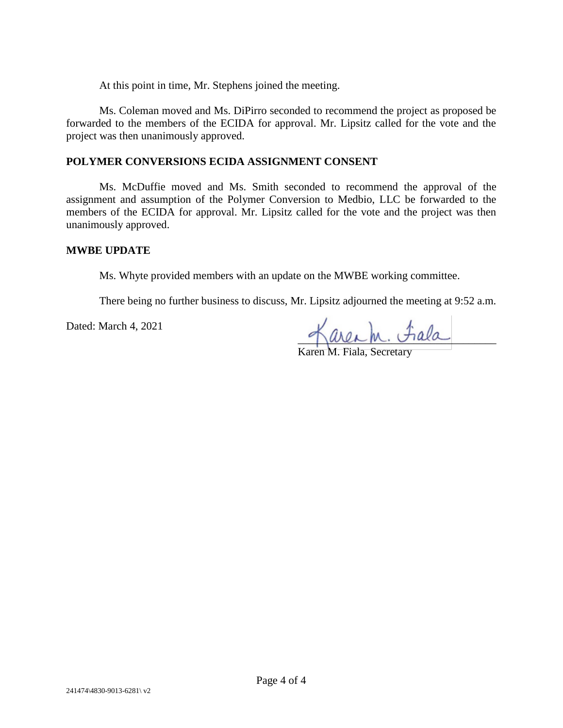At this point in time, Mr. Stephens joined the meeting.

Ms. Coleman moved and Ms. DiPirro seconded to recommend the project as proposed be forwarded to the members of the ECIDA for approval. Mr. Lipsitz called for the vote and the project was then unanimously approved.

**POLYMER CONVERSIONS ECIDA ASSIGNMENT CONSENT**

Ms. McDuffie moved and Ms. Smith seconded to recommend the approval of the assignment and assumption of the Polymer Conversion to Medbio, LLC be forwarded to the members of the ECIDA for approval. Mr. Lipsitz called for the vote and the project was then unanimously approved.

**MWBE UPDATE**

Ms. Whyte provided members with an update on the MWBE working committee.

There being no further business to discuss, Mr. Lipsitz adjourned the meeting at 9:52 a.m.

Dated: March 4, 2021

Karen M. Fiala

Karen M. Fiala, Secretary

241474\4830-9013-6281\ v2